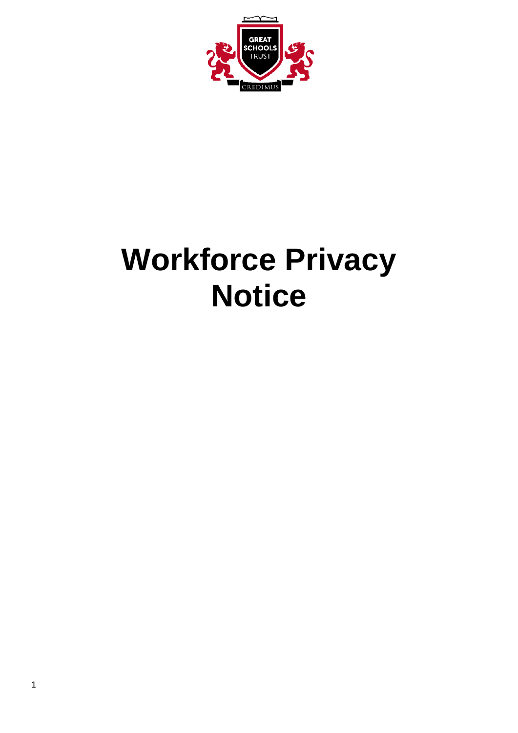# Workforce Privacy Notice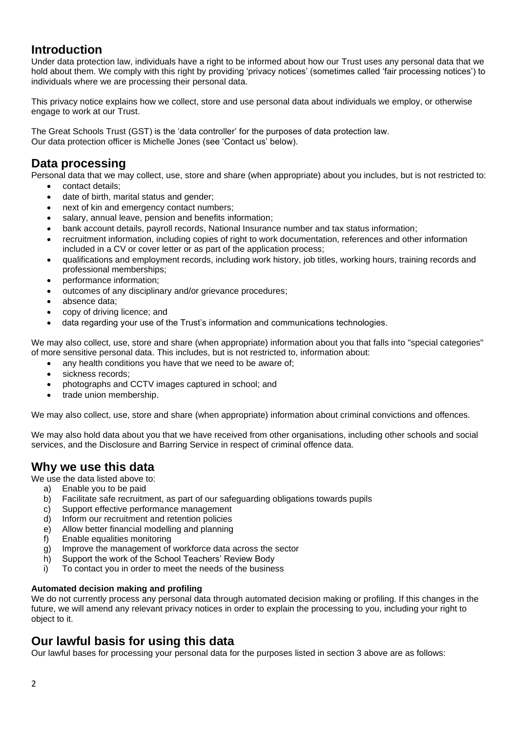## Introduction

Under data protection law, individuals have a right to be informed about how our Trust uses any personal data that we hold about them. We comply with this right by providing 'privacy notices' (sometimes called 'fair processing notices') to individuals where we are processing their personal data.

This privacy notice explains how we collect, store and use personal data about individuals we employ, or otherwise engage to work at our Trust.

The Great Schools Trust (GST) is the 'data controller' for the purposes of data protection law.
Our data protection officer is Michelle Jones (see 'Contact us' below).

## Data processing

Personal data that we may collect, use, store and share (when appropriate) about you includes, but is not restricted to:

- contact details;
- date of birth, marital status and gender;
- next of kin and emergency contact numbers;
- salary, annual leave, pension and benefits information;
- bank account details, payroll records, National Insurance number and tax status information;
- recruitment information, including copies of right to work documentation, references and other information included in a CV or cover letter or as part of the application process;
- qualifications and employment records, including work history, job titles, working hours, training records and professional memberships;
- performance information;
- outcomes of any disciplinary and/or grievance procedures;
- absence data;
- copy of driving licence; and
- data regarding your use of the Trust's information and communications technologies.

We may also collect, use, store and share (when appropriate) information about you that falls into "special categories" of more sensitive personal data. This includes, but is not restricted to, information about:

- any health conditions you have that we need to be aware of;
- sickness records;
- photographs and CCTV images captured in school; and
- trade union membership.

We may also collect, use, store and share (when appropriate) information about criminal convictions and offences.

We may also hold data about you that we have received from other organisations, including other schools and social services, and the Disclosure and Barring Service in respect of criminal offence data.

## Why we use this data

We use the data listed above to:

a) Enable you to be paid
b) Facilitate safe recruitment, as part of our safeguarding obligations towards pupils
c) Support effective performance management
d) Inform our recruitment and retention policies
e) Allow better financial modelling and planning
f) Enable equalities monitoring
g) Improve the management of workforce data across the sector
h) Support the work of the School Teachers' Review Body
i) To contact you in order to meet the needs of the business

**Automated decision making and profiling**

We do not currently process any personal data through automated decision making or profiling. If this changes in the future, we will amend any relevant privacy notices in order to explain the processing to you, including your right to object to it.

## Our lawful basis for using this data

Our lawful bases for processing your personal data for the purposes listed in section 3 above are as follows: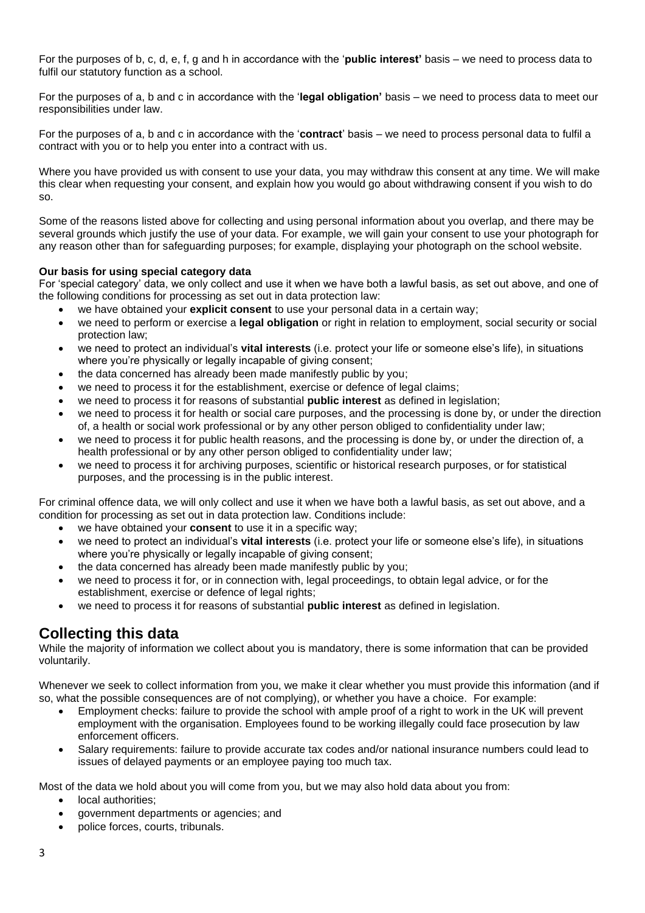For the purposes of b, c, d, e, f, g and h in accordance with the '**public interest'** basis – we need to process data to fulfil our statutory function as a school.

For the purposes of a, b and c in accordance with the '**legal obligation'** basis – we need to process data to meet our responsibilities under law.

For the purposes of a, b and c in accordance with the '**contract**' basis – we need to process personal data to fulfil a contract with you or to help you enter into a contract with us.

Where you have provided us with consent to use your data, you may withdraw this consent at any time. We will make this clear when requesting your consent, and explain how you would go about withdrawing consent if you wish to do so.

Some of the reasons listed above for collecting and using personal information about you overlap, and there may be several grounds which justify the use of your data. For example, we will gain your consent to use your photograph for any reason other than for safeguarding purposes; for example, displaying your photograph on the school website.

**Our basis for using special category data**

For 'special category' data, we only collect and use it when we have both a lawful basis, as set out above, and one of the following conditions for processing as set out in data protection law:

- we have obtained your **explicit consent** to use your personal data in a certain way;
- we need to perform or exercise a **legal obligation** or right in relation to employment, social security or social protection law;
- we need to protect an individual's **vital interests** (i.e. protect your life or someone else's life), in situations where you're physically or legally incapable of giving consent;
- the data concerned has already been made manifestly public by you;
- we need to process it for the establishment, exercise or defence of legal claims;
- we need to process it for reasons of substantial **public interest** as defined in legislation;
- we need to process it for health or social care purposes, and the processing is done by, or under the direction of, a health or social work professional or by any other person obliged to confidentiality under law;
- we need to process it for public health reasons, and the processing is done by, or under the direction of, a health professional or by any other person obliged to confidentiality under law;
- we need to process it for archiving purposes, scientific or historical research purposes, or for statistical purposes, and the processing is in the public interest.

For criminal offence data, we will only collect and use it when we have both a lawful basis, as set out above, and a condition for processing as set out in data protection law. Conditions include:

- we have obtained your **consent** to use it in a specific way;
- we need to protect an individual's **vital interests** (i.e. protect your life or someone else's life), in situations where you're physically or legally incapable of giving consent;
- the data concerned has already been made manifestly public by you;
- we need to process it for, or in connection with, legal proceedings, to obtain legal advice, or for the establishment, exercise or defence of legal rights;
- we need to process it for reasons of substantial **public interest** as defined in legislation.

## Collecting this data

While the majority of information we collect about you is mandatory, there is some information that can be provided voluntarily.

Whenever we seek to collect information from you, we make it clear whether you must provide this information (and if so, what the possible consequences are of not complying), or whether you have a choice. For example:

- Employment checks: failure to provide the school with ample proof of a right to work in the UK will prevent employment with the organisation. Employees found to be working illegally could face prosecution by law enforcement officers.
- Salary requirements: failure to provide accurate tax codes and/or national insurance numbers could lead to issues of delayed payments or an employee paying too much tax.

Most of the data we hold about you will come from you, but we may also hold data about you from:

- local authorities;
- government departments or agencies; and
- police forces, courts, tribunals.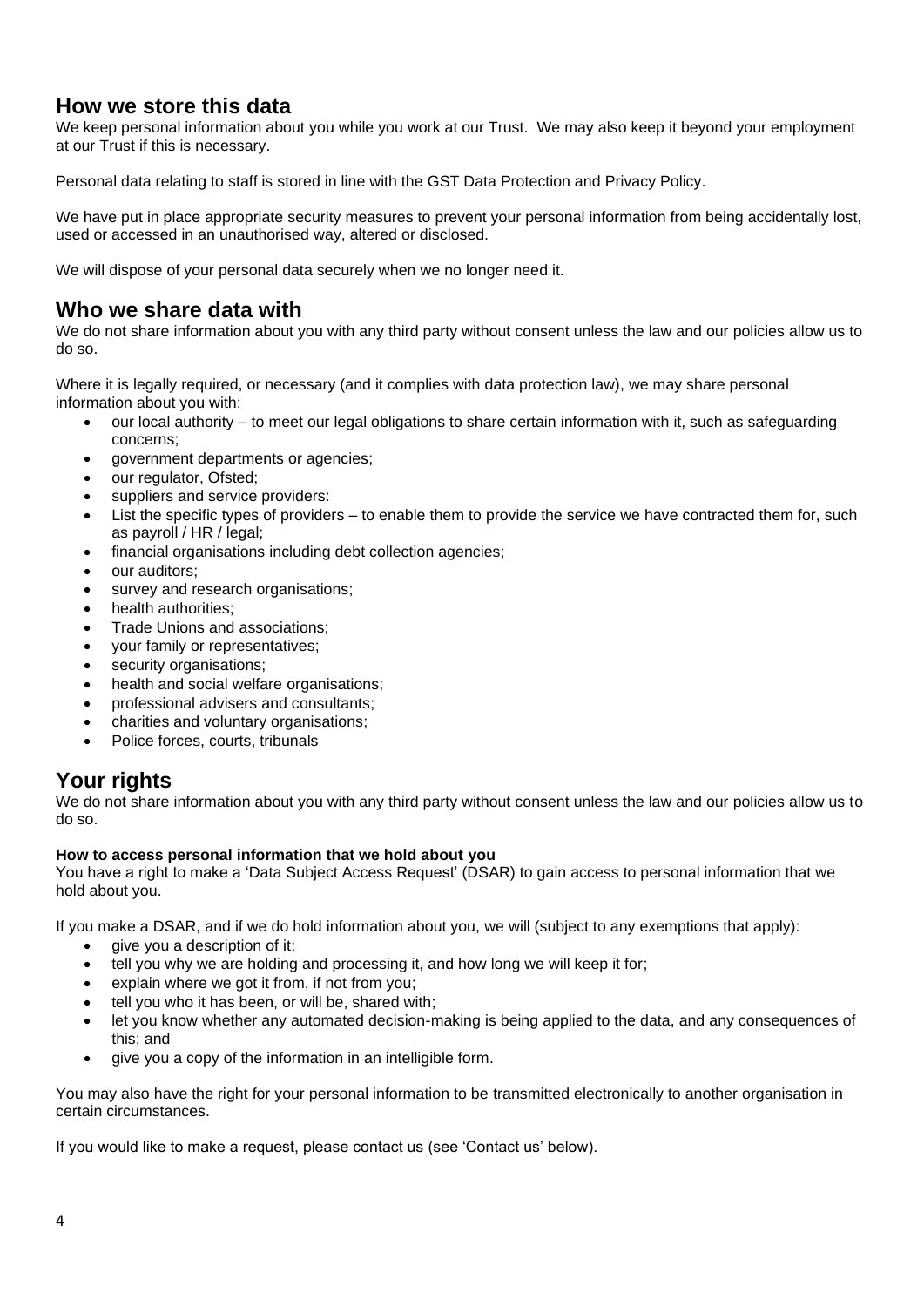## How we store this data

We keep personal information about you while you work at our Trust. We may also keep it beyond your employment at our Trust if this is necessary.

Personal data relating to staff is stored in line with the GST Data Protection and Privacy Policy.

We have put in place appropriate security measures to prevent your personal information from being accidentally lost, used or accessed in an unauthorised way, altered or disclosed.

We will dispose of your personal data securely when we no longer need it.

## Who we share data with

We do not share information about you with any third party without consent unless the law and our policies allow us to do so.

Where it is legally required, or necessary (and it complies with data protection law), we may share personal information about you with:

- our local authority – to meet our legal obligations to share certain information with it, such as safeguarding concerns;
- government departments or agencies;
- our regulator, Ofsted;
- suppliers and service providers:
- List the specific types of providers – to enable them to provide the service we have contracted them for, such as payroll / HR / legal;
- financial organisations including debt collection agencies;
- our auditors;
- survey and research organisations;
- health authorities;
- Trade Unions and associations;
- your family or representatives;
- security organisations;
- health and social welfare organisations;
- professional advisers and consultants;
- charities and voluntary organisations;
- Police forces, courts, tribunals

## Your rights

We do not share information about you with any third party without consent unless the law and our policies allow us to do so.

**How to access personal information that we hold about you**

You have a right to make a 'Data Subject Access Request' (DSAR) to gain access to personal information that we hold about you.

If you make a DSAR, and if we do hold information about you, we will (subject to any exemptions that apply):

- give you a description of it;
- tell you why we are holding and processing it, and how long we will keep it for;
- explain where we got it from, if not from you;
- tell you who it has been, or will be, shared with;
- let you know whether any automated decision-making is being applied to the data, and any consequences of this; and
- give you a copy of the information in an intelligible form.

You may also have the right for your personal information to be transmitted electronically to another organisation in certain circumstances.

If you would like to make a request, please contact us (see 'Contact us' below).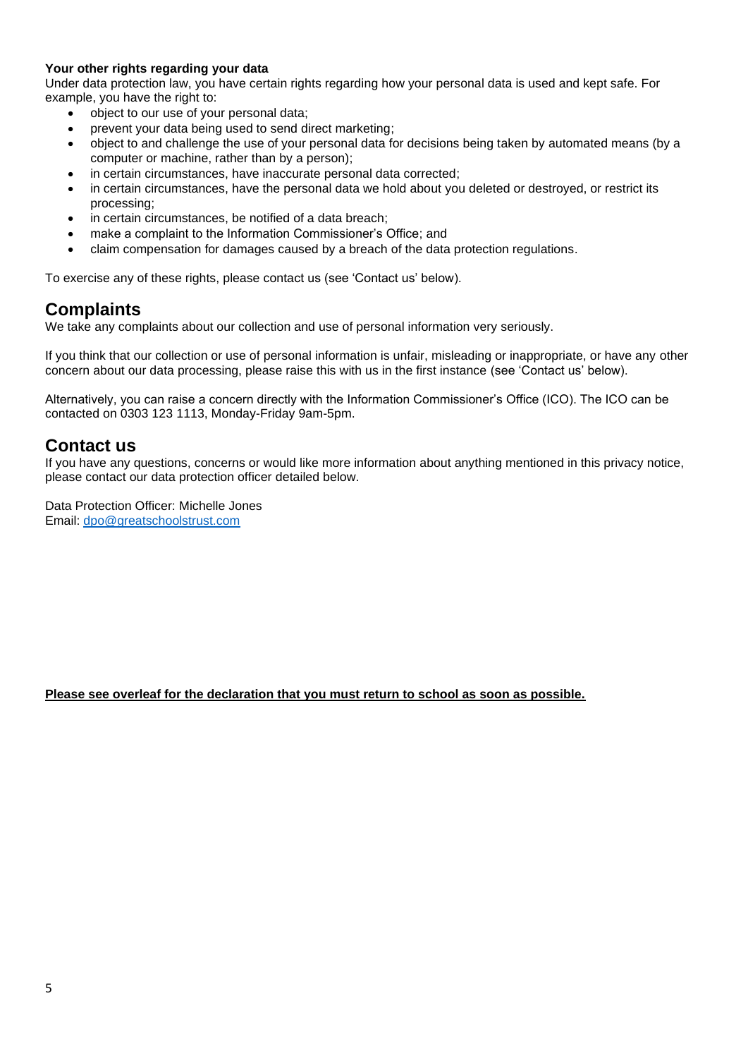**Your other rights regarding your data**

Under data protection law, you have certain rights regarding how your personal data is used and kept safe. For example, you have the right to:

- object to our use of your personal data;
- prevent your data being used to send direct marketing;
- object to and challenge the use of your personal data for decisions being taken by automated means (by a computer or machine, rather than by a person);
- in certain circumstances, have inaccurate personal data corrected;
- in certain circumstances, have the personal data we hold about you deleted or destroyed, or restrict its processing;
- in certain circumstances, be notified of a data breach;
- make a complaint to the Information Commissioner's Office; and
- claim compensation for damages caused by a breach of the data protection regulations.

To exercise any of these rights, please contact us (see 'Contact us' below).

## Complaints

We take any complaints about our collection and use of personal information very seriously.

If you think that our collection or use of personal information is unfair, misleading or inappropriate, or have any other concern about our data processing, please raise this with us in the first instance (see 'Contact us' below).

Alternatively, you can raise a concern directly with the Information Commissioner's Office (ICO). The ICO can be contacted on 0303 123 1113, Monday-Friday 9am-5pm.

## Contact us

If you have any questions, concerns or would like more information about anything mentioned in this privacy notice, please contact our data protection officer detailed below.

Data Protection Officer: Michelle Jones
Email: dpo@greatschoolstrust.com

**Please see overleaf for the declaration that you must return to school as soon as possible.**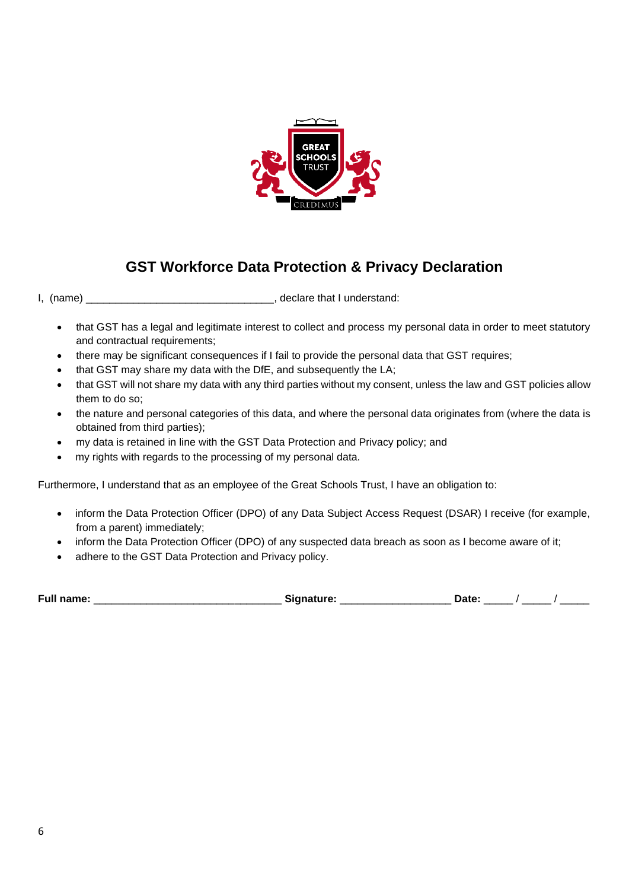# GST Workforce Data Protection & Privacy Declaration

I, (name) _______________________________, declare that I understand:

- that GST has a legal and legitimate interest to collect and process my personal data in order to meet statutory and contractual requirements;
- there may be significant consequences if I fail to provide the personal data that GST requires;
- that GST may share my data with the DfE, and subsequently the LA;
- that GST will not share my data with any third parties without my consent, unless the law and GST policies allow them to do so;
- the nature and personal categories of this data, and where the personal data originates from (where the data is obtained from third parties);
- my data is retained in line with the GST Data Protection and Privacy policy; and
- my rights with regards to the processing of my personal data.

Furthermore, I understand that as an employee of the Great Schools Trust, I have an obligation to:

- inform the Data Protection Officer (DPO) of any Data Subject Access Request (DSAR) I receive (for example, from a parent) immediately;
- inform the Data Protection Officer (DPO) of any suspected data breach as soon as I become aware of it;
- adhere to the GST Data Protection and Privacy policy.

**Full name:** _______________________________ **Signature:** __________________ **Date:** _____ / _____ / _____